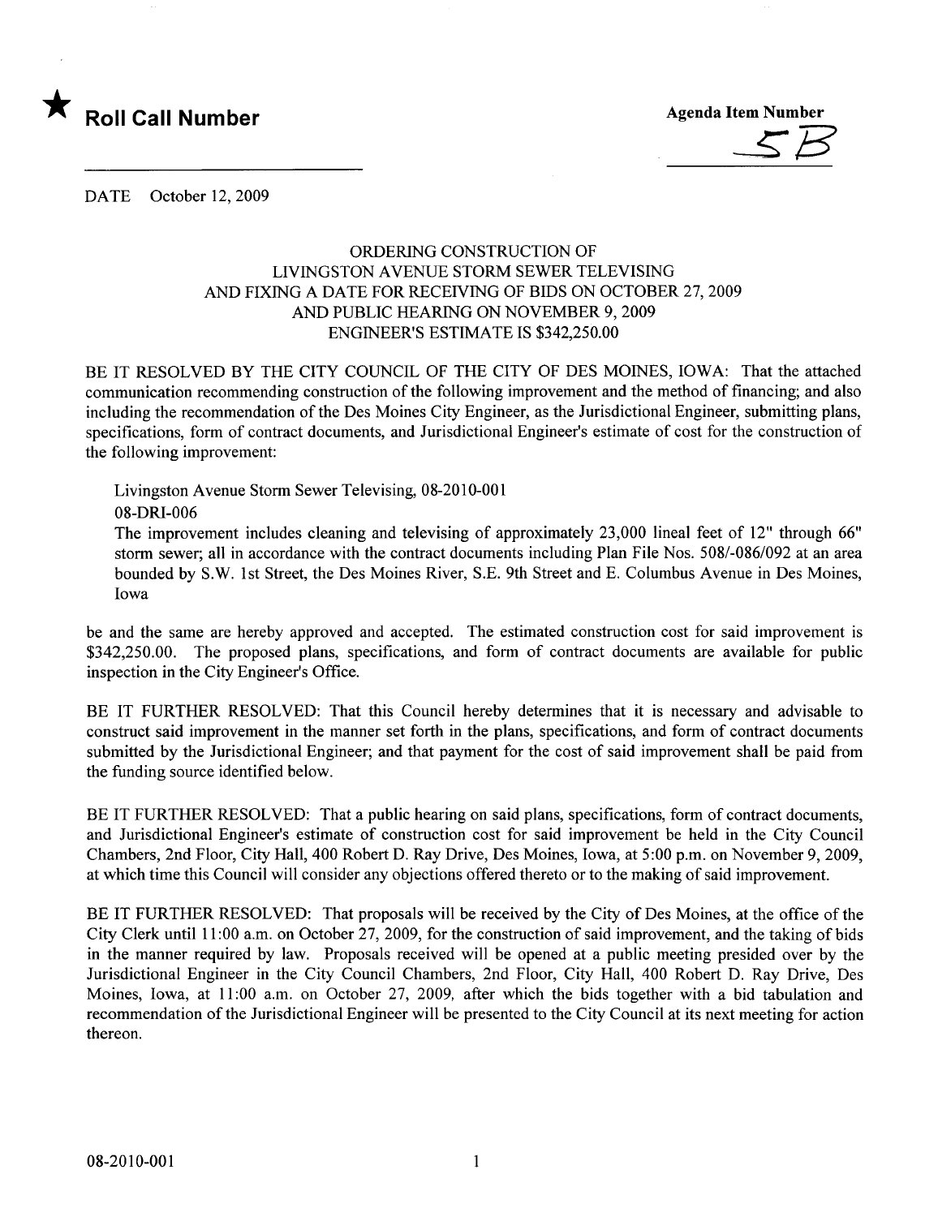★ **Roll Call Number**

**Agenda Item Number**

5B

DATE October 12, 2009

ORDERING CONSTRUCTION OF
LIVINGSTON AVENUE STORM SEWER TELEVISING
AND FIXING A DATE FOR RECEIVING OF BIDS ON OCTOBER 27, 2009
AND PUBLIC HEARING ON NOVEMBER 9, 2009
ENGINEER'S ESTIMATE IS $342,250.00

BE IT RESOLVED BY THE CITY COUNCIL OF THE CITY OF DES MOINES, IOWA: That the attached communication recommending construction of the following improvement and the method of financing; and also including the recommendation of the Des Moines City Engineer, as the Jurisdictional Engineer, submitting plans, specifications, form of contract documents, and Jurisdictional Engineer's estimate of cost for the construction of the following improvement:

Livingston Avenue Storm Sewer Televising, 08-2010-001
08-DRI-006
The improvement includes cleaning and televising of approximately 23,000 lineal feet of 12" through 66" storm sewer; all in accordance with the contract documents including Plan File Nos. 508/-086/092 at an area bounded by S.W. 1st Street, the Des Moines River, S.E. 9th Street and E. Columbus Avenue in Des Moines, Iowa

be and the same are hereby approved and accepted. The estimated construction cost for said improvement is $342,250.00. The proposed plans, specifications, and form of contract documents are available for public inspection in the City Engineer's Office.

BE IT FURTHER RESOLVED: That this Council hereby determines that it is necessary and advisable to construct said improvement in the manner set forth in the plans, specifications, and form of contract documents submitted by the Jurisdictional Engineer; and that payment for the cost of said improvement shall be paid from the funding source identified below.

BE IT FURTHER RESOLVED: That a public hearing on said plans, specifications, form of contract documents, and Jurisdictional Engineer's estimate of construction cost for said improvement be held in the City Council Chambers, 2nd Floor, City Hall, 400 Robert D. Ray Drive, Des Moines, Iowa, at 5:00 p.m. on November 9, 2009, at which time this Council will consider any objections offered thereto or to the making of said improvement.

BE IT FURTHER RESOLVED: That proposals will be received by the City of Des Moines, at the office of the City Clerk until 11:00 a.m. on October 27, 2009, for the construction of said improvement, and the taking of bids in the manner required by law. Proposals received will be opened at a public meeting presided over by the Jurisdictional Engineer in the City Council Chambers, 2nd Floor, City Hall, 400 Robert D. Ray Drive, Des Moines, Iowa, at 11:00 a.m. on October 27, 2009, after which the bids together with a bid tabulation and recommendation of the Jurisdictional Engineer will be presented to the City Council at its next meeting for action thereon.

08-2010-001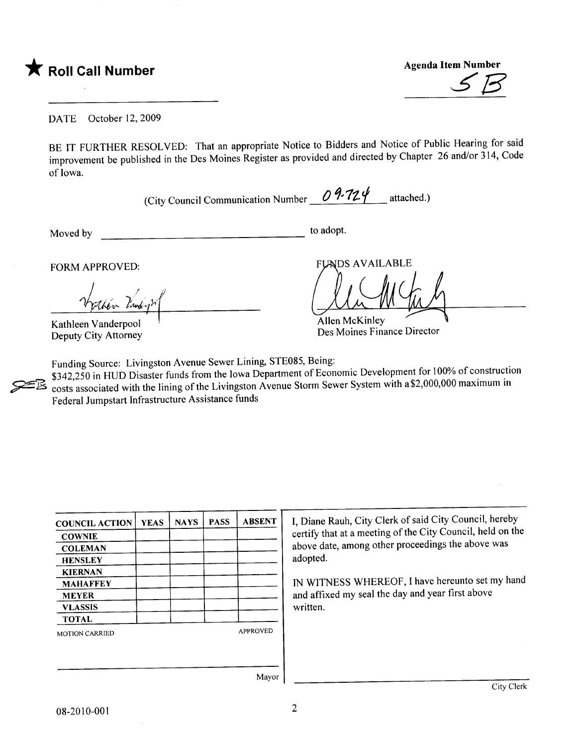**★ Roll Call Number**

**Agenda Item Number**

5B

DATE October 12, 2009

BE IT FURTHER RESOLVED: That an appropriate Notice to Bidders and Notice of Public Hearing for said improvement be published in the Des Moines Register as provided and directed by Chapter 26 and/or 314, Code of Iowa.

(City Council Communication Number 09-724 attached.)

Moved by ______________________________ to adopt.

FORM APPROVED:

Kathleen Vanderpool
Deputy City Attorney

FUNDS AVAILABLE

Allen McKinley
Des Moines Finance Director

Funding Source: Livingston Avenue Sewer Lining, STE085, Being:
$342,250 in HUD Disaster funds from the Iowa Department of Economic Development for 100% of construction costs associated with the lining of the Livingston Avenue Storm Sewer System with a $2,000,000 maximum in Federal Jumpstart Infrastructure Assistance funds

| COUNCIL ACTION | YEAS | NAYS | PASS | ABSENT |
|---|---|---|---|---|
| COWNIE | | | | |
| COLEMAN | | | | |
| HENSLEY | | | | |
| KIERNAN | | | | |
| MAHAFFEY | | | | |
| MEYER | | | | |
| VLASSIS | | | | |
| TOTAL | | | | |

MOTION CARRIED APPROVED

Mayor

I, Diane Rauh, City Clerk of said City Council, hereby certify that at a meeting of the City Council, held on the above date, among other proceedings the above was adopted.

IN WITNESS WHEREOF, I have hereunto set my hand and affixed my seal the day and year first above written.

City Clerk

08-2010-001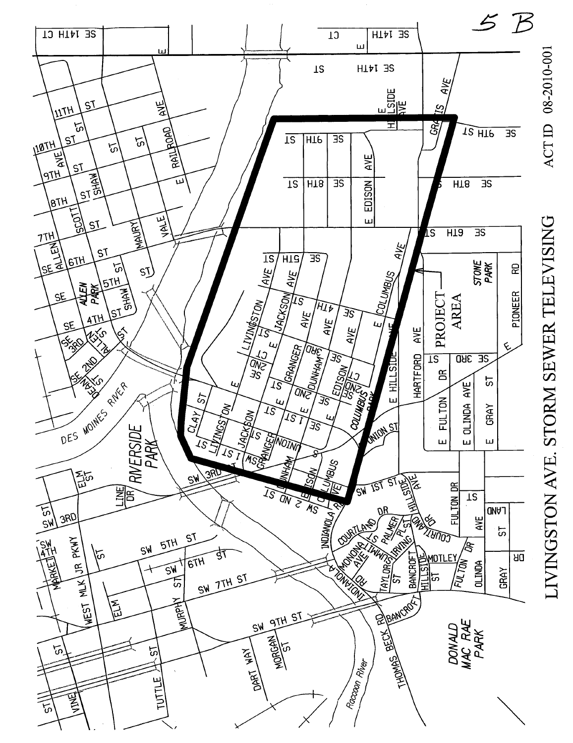5 B

# LIVINGSTON AVE. STORM SEWER TELEVISING

ACT ID 08-2010-001

PROJECT AREA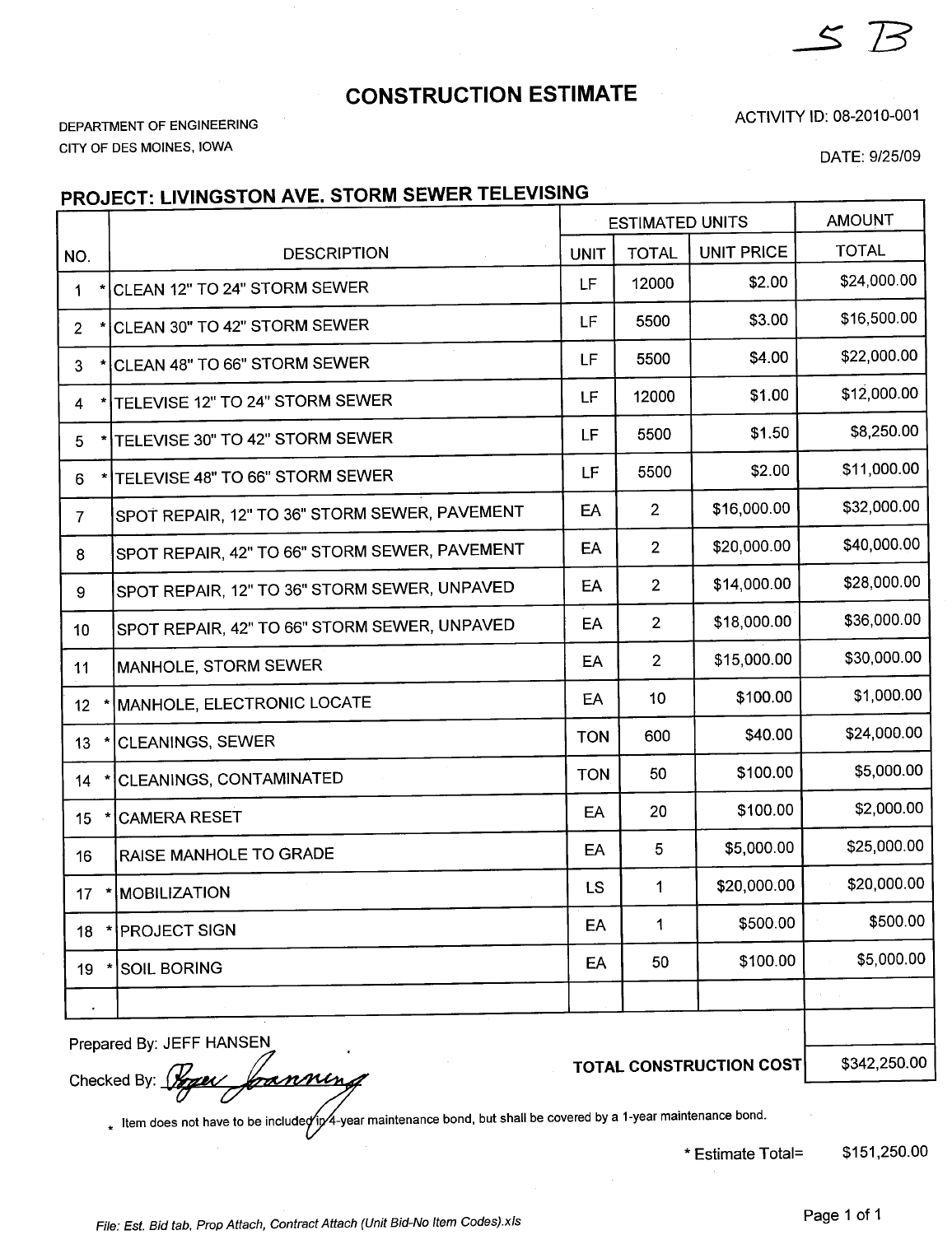5 B

# CONSTRUCTION ESTIMATE

DEPARTMENT OF ENGINEERING
CITY OF DES MOINES, IOWA

ACTIVITY ID: 08-2010-001

DATE: 9/25/09

## PROJECT: LIVINGSTON AVE. STORM SEWER TELEVISING

| NO. | | DESCRIPTION | ESTIMATED UNITS | | | AMOUNT |
|---|---|---|---|---|---|---|
| | | | UNIT | TOTAL | UNIT PRICE | TOTAL |
| 1 | * | CLEAN 12" TO 24" STORM SEWER | LF | 12000 | $2.00 | $24,000.00 |
| 2 | * | CLEAN 30" TO 42" STORM SEWER | LF | 5500 | $3.00 | $16,500.00 |
| 3 | * | CLEAN 48" TO 66" STORM SEWER | LF | 5500 | $4.00 | $22,000.00 |
| 4 | * | TELEVISE 12" TO 24" STORM SEWER | LF | 12000 | $1.00 | $12,000.00 |
| 5 | * | TELEVISE 30" TO 42" STORM SEWER | LF | 5500 | $1.50 | $8,250.00 |
| 6 | * | TELEVISE 48" TO 66" STORM SEWER | LF | 5500 | $2.00 | $11,000.00 |
| 7 | | SPOT REPAIR, 12" TO 36" STORM SEWER, PAVEMENT | EA | 2 | $16,000.00 | $32,000.00 |
| 8 | | SPOT REPAIR, 42" TO 66" STORM SEWER, PAVEMENT | EA | 2 | $20,000.00 | $40,000.00 |
| 9 | | SPOT REPAIR, 12" TO 36" STORM SEWER, UNPAVED | EA | 2 | $14,000.00 | $28,000.00 |
| 10 | | SPOT REPAIR, 42" TO 66" STORM SEWER, UNPAVED | EA | 2 | $18,000.00 | $36,000.00 |
| 11 | | MANHOLE, STORM SEWER | EA | 2 | $15,000.00 | $30,000.00 |
| 12 | * | MANHOLE, ELECTRONIC LOCATE | EA | 10 | $100.00 | $1,000.00 |
| 13 | * | CLEANINGS, SEWER | TON | 600 | $40.00 | $24,000.00 |
| 14 | * | CLEANINGS, CONTAMINATED | TON | 50 | $100.00 | $5,000.00 |
| 15 | * | CAMERA RESET | EA | 20 | $100.00 | $2,000.00 |
| 16 | | RAISE MANHOLE TO GRADE | EA | 5 | $5,000.00 | $25,000.00 |
| 17 | * | MOBILIZATION | LS | 1 | $20,000.00 | $20,000.00 |
| 18 | * | PROJECT SIGN | EA | 1 | $500.00 | $500.00 |
| 19 | * | SOIL BORING | EA | 50 | $100.00 | $5,000.00 |
| . | | | | | | |

Prepared By: JEFF HANSEN

Checked By: Roger Manning

**TOTAL CONSTRUCTION COST** $342,250.00

\* Item does not have to be included in 4-year maintenance bond, but shall be covered by a 1-year maintenance bond.

\* Estimate Total= $151,250.00

File: Est. Bid tab, Prop Attach, Contract Attach (Unit Bid-No Item Codes).xls